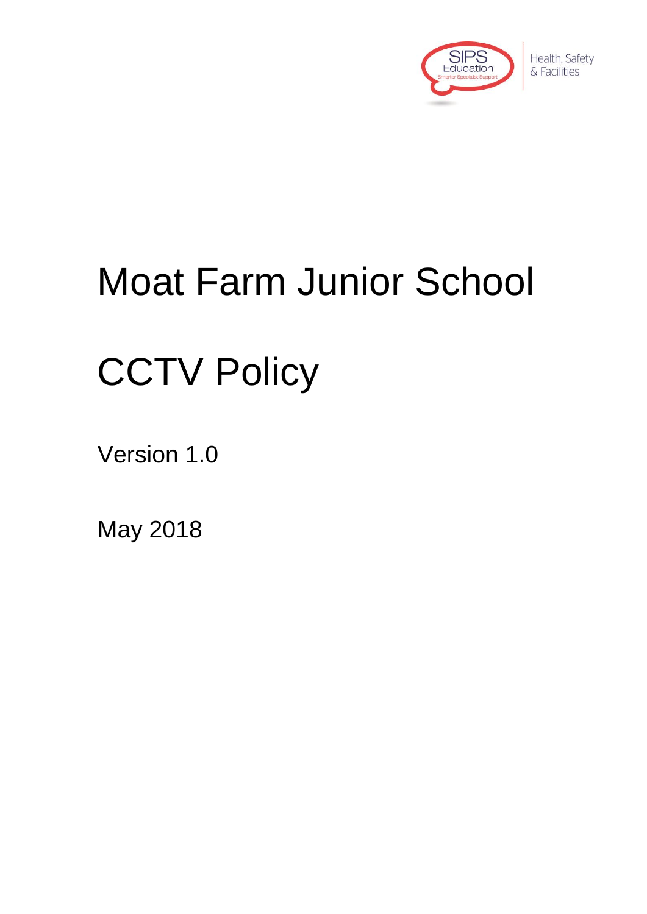SIPS Education
Smarter Specialist Support

Health, Safety & Facilities

# Moat Farm Junior School

# CCTV Policy

Version 1.0

May 2018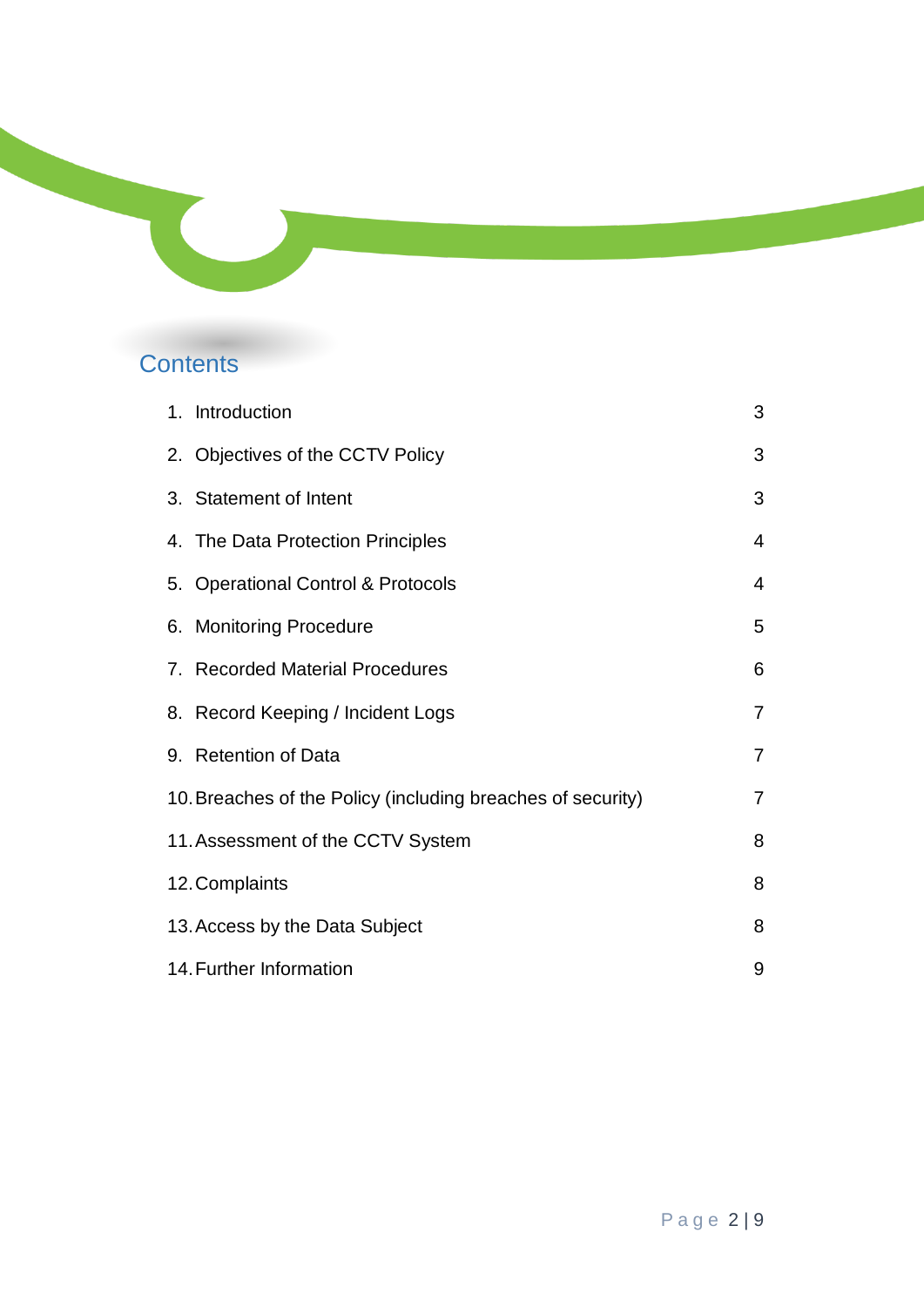# Contents

| | |
|---|---|
| 1. Introduction | 3 |
| 2. Objectives of the CCTV Policy | 3 |
| 3. Statement of Intent | 3 |
| 4. The Data Protection Principles | 4 |
| 5. Operational Control & Protocols | 4 |
| 6. Monitoring Procedure | 5 |
| 7. Recorded Material Procedures | 6 |
| 8. Record Keeping / Incident Logs | 7 |
| 9. Retention of Data | 7 |
| 10. Breaches of the Policy (including breaches of security) | 7 |
| 11. Assessment of the CCTV System | 8 |
| 12. Complaints | 8 |
| 13. Access by the Data Subject | 8 |
| 14. Further Information | 9 |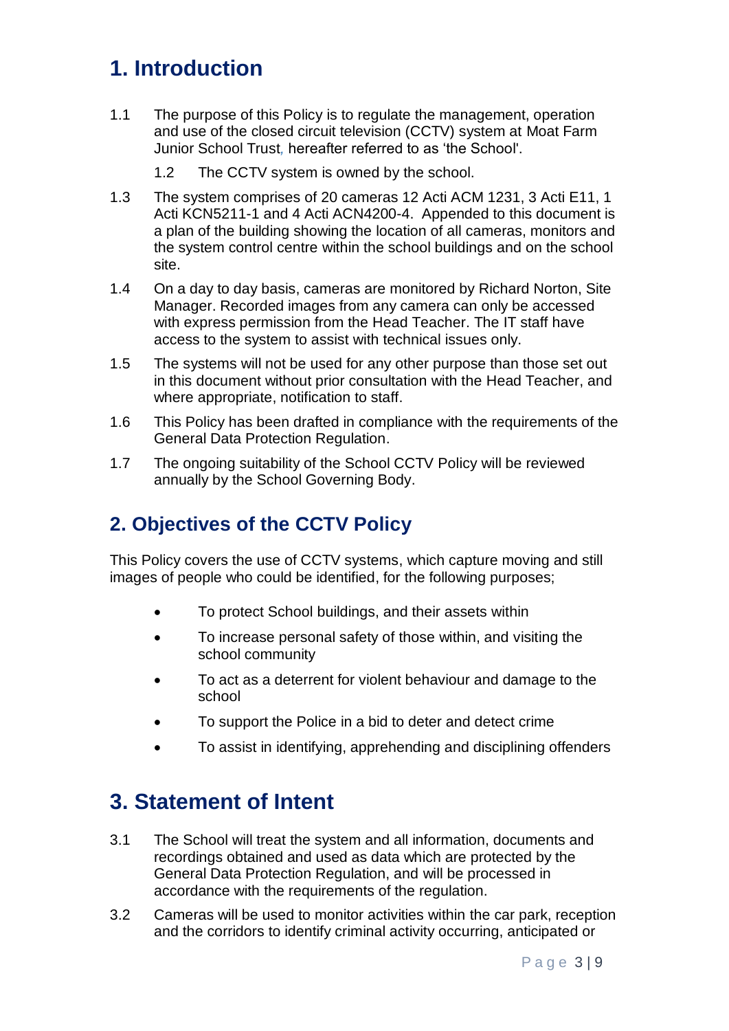# 1. Introduction

1.1 The purpose of this Policy is to regulate the management, operation and use of the closed circuit television (CCTV) system at Moat Farm Junior School Trust, hereafter referred to as 'the School'.

1.2 The CCTV system is owned by the school.

1.3 The system comprises of 20 cameras 12 Acti ACM 1231, 3 Acti E11, 1 Acti KCN5211-1 and 4 Acti ACN4200-4. Appended to this document is a plan of the building showing the location of all cameras, monitors and the system control centre within the school buildings and on the school site.

1.4 On a day to day basis, cameras are monitored by Richard Norton, Site Manager. Recorded images from any camera can only be accessed with express permission from the Head Teacher. The IT staff have access to the system to assist with technical issues only.

1.5 The systems will not be used for any other purpose than those set out in this document without prior consultation with the Head Teacher, and where appropriate, notification to staff.

1.6 This Policy has been drafted in compliance with the requirements of the General Data Protection Regulation.

1.7 The ongoing suitability of the School CCTV Policy will be reviewed annually by the School Governing Body.

# 2. Objectives of the CCTV Policy

This Policy covers the use of CCTV systems, which capture moving and still images of people who could be identified, for the following purposes;

- To protect School buildings, and their assets within
- To increase personal safety of those within, and visiting the school community
- To act as a deterrent for violent behaviour and damage to the school
- To support the Police in a bid to deter and detect crime
- To assist in identifying, apprehending and disciplining offenders

# 3. Statement of Intent

3.1 The School will treat the system and all information, documents and recordings obtained and used as data which are protected by the General Data Protection Regulation, and will be processed in accordance with the requirements of the regulation.

3.2 Cameras will be used to monitor activities within the car park, reception and the corridors to identify criminal activity occurring, anticipated or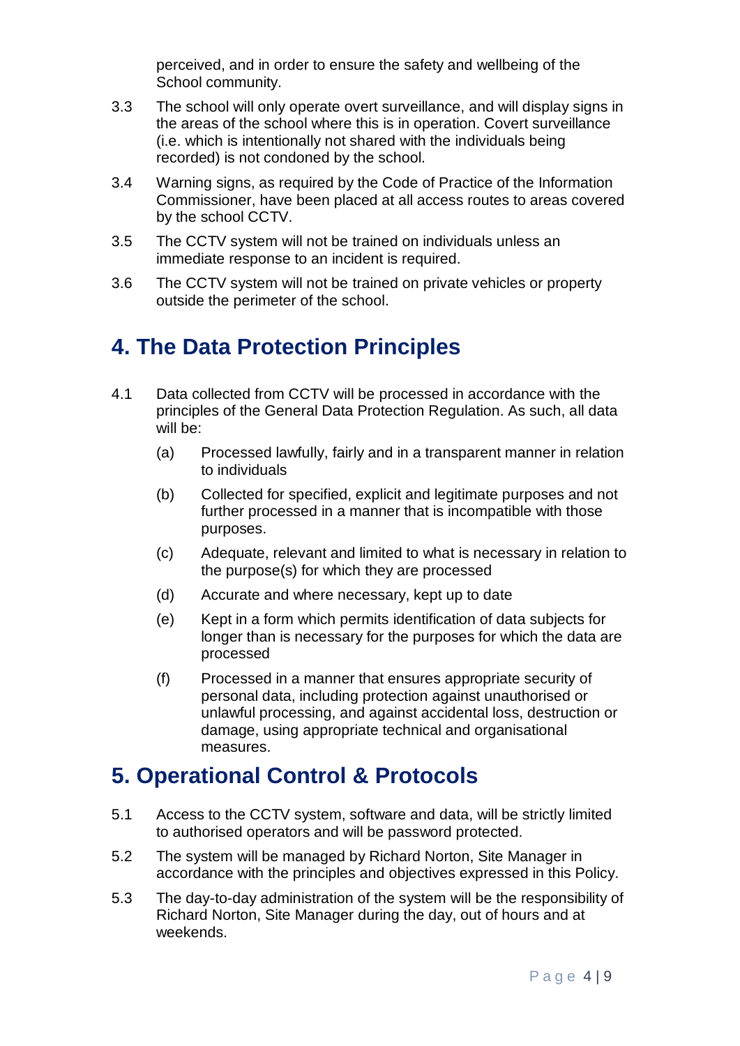perceived, and in order to ensure the safety and wellbeing of the School community.

3.3 The school will only operate overt surveillance, and will display signs in the areas of the school where this is in operation. Covert surveillance (i.e. which is intentionally not shared with the individuals being recorded) is not condoned by the school.

3.4 Warning signs, as required by the Code of Practice of the Information Commissioner, have been placed at all access routes to areas covered by the school CCTV.

3.5 The CCTV system will not be trained on individuals unless an immediate response to an incident is required.

3.6 The CCTV system will not be trained on private vehicles or property outside the perimeter of the school.

## 4. The Data Protection Principles

4.1 Data collected from CCTV will be processed in accordance with the principles of the General Data Protection Regulation. As such, all data will be:

(a) Processed lawfully, fairly and in a transparent manner in relation to individuals

(b) Collected for specified, explicit and legitimate purposes and not further processed in a manner that is incompatible with those purposes.

(c) Adequate, relevant and limited to what is necessary in relation to the purpose(s) for which they are processed

(d) Accurate and where necessary, kept up to date

(e) Kept in a form which permits identification of data subjects for longer than is necessary for the purposes for which the data are processed

(f) Processed in a manner that ensures appropriate security of personal data, including protection against unauthorised or unlawful processing, and against accidental loss, destruction or damage, using appropriate technical and organisational measures.

## 5. Operational Control & Protocols

5.1 Access to the CCTV system, software and data, will be strictly limited to authorised operators and will be password protected.

5.2 The system will be managed by Richard Norton, Site Manager in accordance with the principles and objectives expressed in this Policy.

5.3 The day-to-day administration of the system will be the responsibility of Richard Norton, Site Manager during the day, out of hours and at weekends.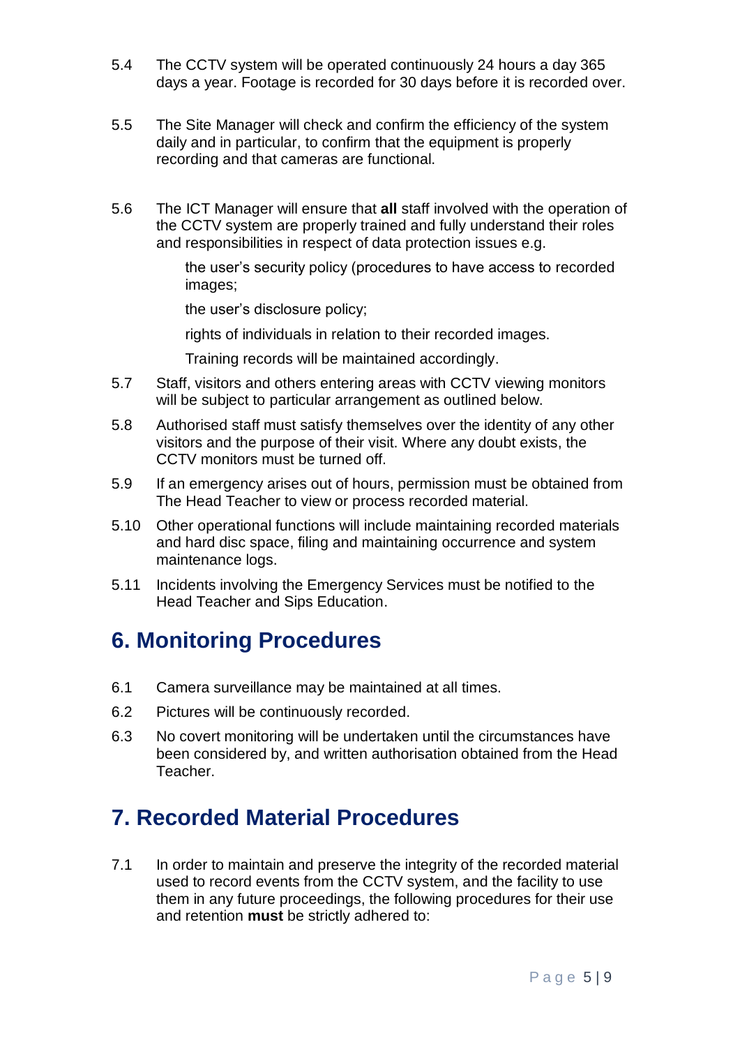5.4 The CCTV system will be operated continuously 24 hours a day 365 days a year. Footage is recorded for 30 days before it is recorded over.

5.5 The Site Manager will check and confirm the efficiency of the system daily and in particular, to confirm that the equipment is properly recording and that cameras are functional.

5.6 The ICT Manager will ensure that **all** staff involved with the operation of the CCTV system are properly trained and fully understand their roles and responsibilities in respect of data protection issues e.g.

   the user's security policy (procedures to have access to recorded images;

   the user's disclosure policy;

   rights of individuals in relation to their recorded images.

   Training records will be maintained accordingly.

5.7 Staff, visitors and others entering areas with CCTV viewing monitors will be subject to particular arrangement as outlined below.

5.8 Authorised staff must satisfy themselves over the identity of any other visitors and the purpose of their visit. Where any doubt exists, the CCTV monitors must be turned off.

5.9 If an emergency arises out of hours, permission must be obtained from The Head Teacher to view or process recorded material.

5.10 Other operational functions will include maintaining recorded materials and hard disc space, filing and maintaining occurrence and system maintenance logs.

5.11 Incidents involving the Emergency Services must be notified to the Head Teacher and Sips Education.

## 6. Monitoring Procedures

6.1 Camera surveillance may be maintained at all times.

6.2 Pictures will be continuously recorded.

6.3 No covert monitoring will be undertaken until the circumstances have been considered by, and written authorisation obtained from the Head Teacher.

## 7. Recorded Material Procedures

7.1 In order to maintain and preserve the integrity of the recorded material used to record events from the CCTV system, and the facility to use them in any future proceedings, the following procedures for their use and retention **must** be strictly adhered to: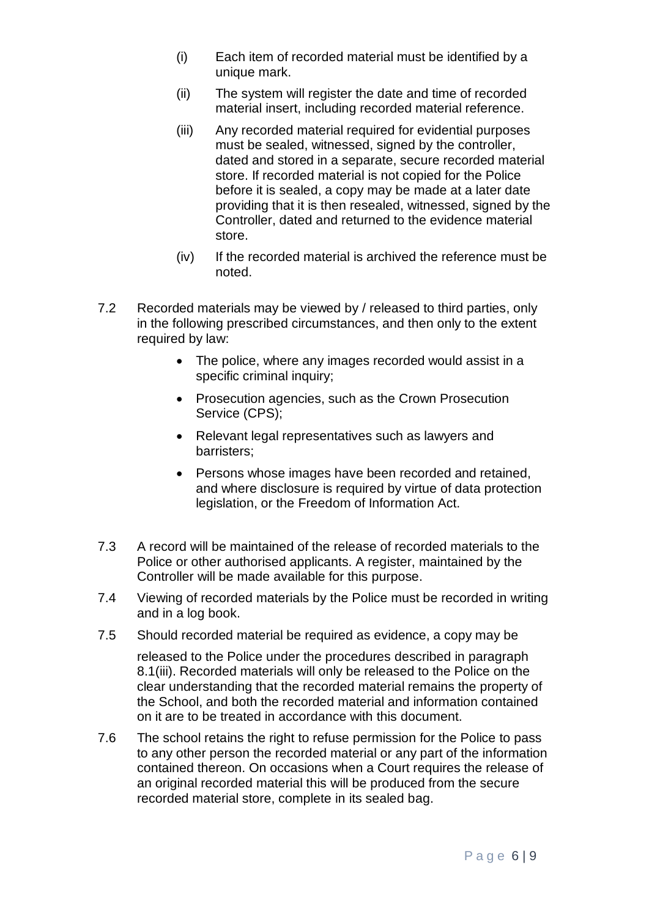(i) Each item of recorded material must be identified by a unique mark.

(ii) The system will register the date and time of recorded material insert, including recorded material reference.

(iii) Any recorded material required for evidential purposes must be sealed, witnessed, signed by the controller, dated and stored in a separate, secure recorded material store. If recorded material is not copied for the Police before it is sealed, a copy may be made at a later date providing that it is then resealed, witnessed, signed by the Controller, dated and returned to the evidence material store.

(iv) If the recorded material is archived the reference must be noted.

7.2 Recorded materials may be viewed by / released to third parties, only in the following prescribed circumstances, and then only to the extent required by law:

- The police, where any images recorded would assist in a specific criminal inquiry;
- Prosecution agencies, such as the Crown Prosecution Service (CPS);
- Relevant legal representatives such as lawyers and barristers;
- Persons whose images have been recorded and retained, and where disclosure is required by virtue of data protection legislation, or the Freedom of Information Act.

7.3 A record will be maintained of the release of recorded materials to the Police or other authorised applicants. A register, maintained by the Controller will be made available for this purpose.

7.4 Viewing of recorded materials by the Police must be recorded in writing and in a log book.

7.5 Should recorded material be required as evidence, a copy may be released to the Police under the procedures described in paragraph 8.1(iii). Recorded materials will only be released to the Police on the clear understanding that the recorded material remains the property of the School, and both the recorded material and information contained on it are to be treated in accordance with this document.

7.6 The school retains the right to refuse permission for the Police to pass to any other person the recorded material or any part of the information contained thereon. On occasions when a Court requires the release of an original recorded material this will be produced from the secure recorded material store, complete in its sealed bag.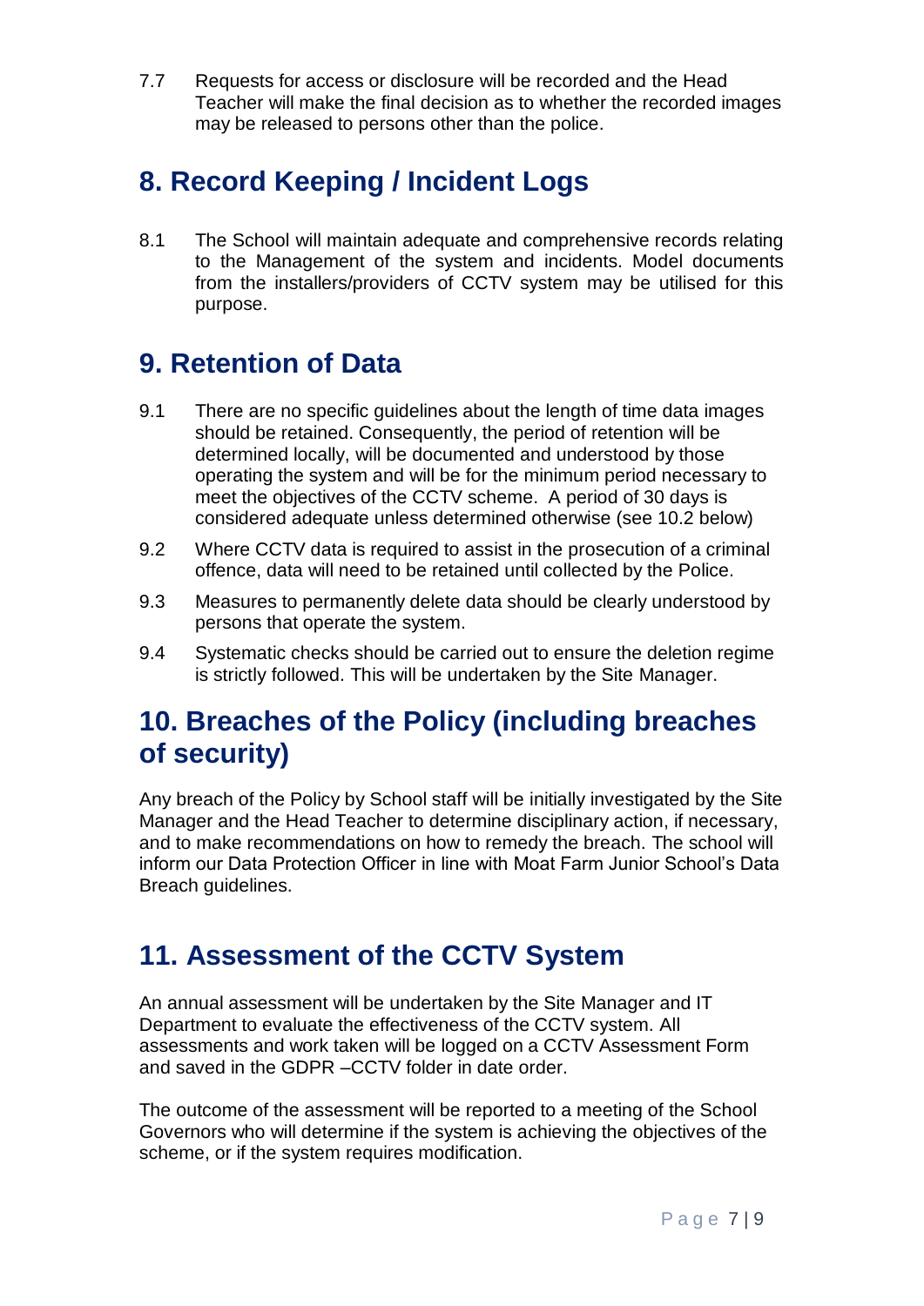7.7 Requests for access or disclosure will be recorded and the Head Teacher will make the final decision as to whether the recorded images may be released to persons other than the police.

## 8. Record Keeping / Incident Logs

8.1 The School will maintain adequate and comprehensive records relating to the Management of the system and incidents. Model documents from the installers/providers of CCTV system may be utilised for this purpose.

## 9. Retention of Data

9.1 There are no specific guidelines about the length of time data images should be retained. Consequently, the period of retention will be determined locally, will be documented and understood by those operating the system and will be for the minimum period necessary to meet the objectives of the CCTV scheme. A period of 30 days is considered adequate unless determined otherwise (see 10.2 below)

9.2 Where CCTV data is required to assist in the prosecution of a criminal offence, data will need to be retained until collected by the Police.

9.3 Measures to permanently delete data should be clearly understood by persons that operate the system.

9.4 Systematic checks should be carried out to ensure the deletion regime is strictly followed. This will be undertaken by the Site Manager.

## 10. Breaches of the Policy (including breaches of security)

Any breach of the Policy by School staff will be initially investigated by the Site Manager and the Head Teacher to determine disciplinary action, if necessary, and to make recommendations on how to remedy the breach. The school will inform our Data Protection Officer in line with Moat Farm Junior School's Data Breach guidelines.

## 11. Assessment of the CCTV System

An annual assessment will be undertaken by the Site Manager and IT Department to evaluate the effectiveness of the CCTV system. All assessments and work taken will be logged on a CCTV Assessment Form and saved in the GDPR –CCTV folder in date order.

The outcome of the assessment will be reported to a meeting of the School Governors who will determine if the system is achieving the objectives of the scheme, or if the system requires modification.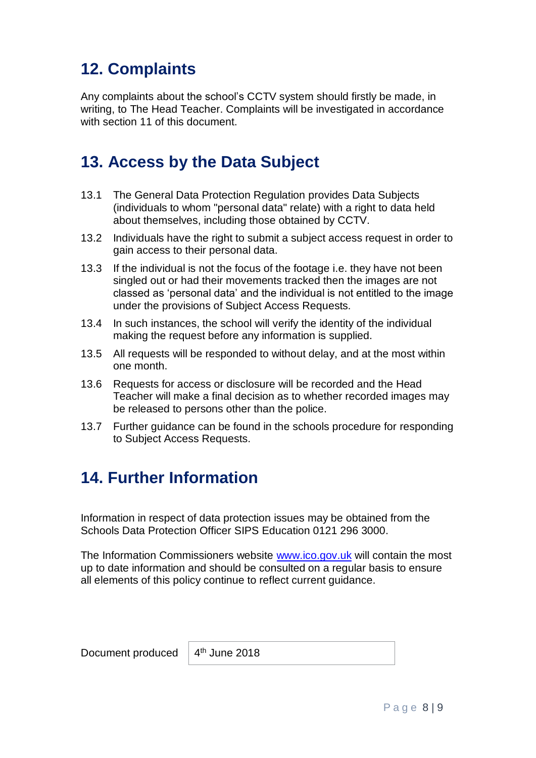## 12. Complaints

Any complaints about the school's CCTV system should firstly be made, in writing, to The Head Teacher. Complaints will be investigated in accordance with section 11 of this document.

## 13. Access by the Data Subject

13.1 The General Data Protection Regulation provides Data Subjects (individuals to whom "personal data" relate) with a right to data held about themselves, including those obtained by CCTV.

13.2 Individuals have the right to submit a subject access request in order to gain access to their personal data.

13.3 If the individual is not the focus of the footage i.e. they have not been singled out or had their movements tracked then the images are not classed as 'personal data' and the individual is not entitled to the image under the provisions of Subject Access Requests.

13.4 In such instances, the school will verify the identity of the individual making the request before any information is supplied.

13.5 All requests will be responded to without delay, and at the most within one month.

13.6 Requests for access or disclosure will be recorded and the Head Teacher will make a final decision as to whether recorded images may be released to persons other than the police.

13.7 Further guidance can be found in the schools procedure for responding to Subject Access Requests.

## 14. Further Information

Information in respect of data protection issues may be obtained from the Schools Data Protection Officer SIPS Education 0121 296 3000.

The Information Commissioners website www.ico.gov.uk will contain the most up to date information and should be consulted on a regular basis to ensure all elements of this policy continue to reflect current guidance.

| Document produced | 4th June 2018 |
| --- | --- |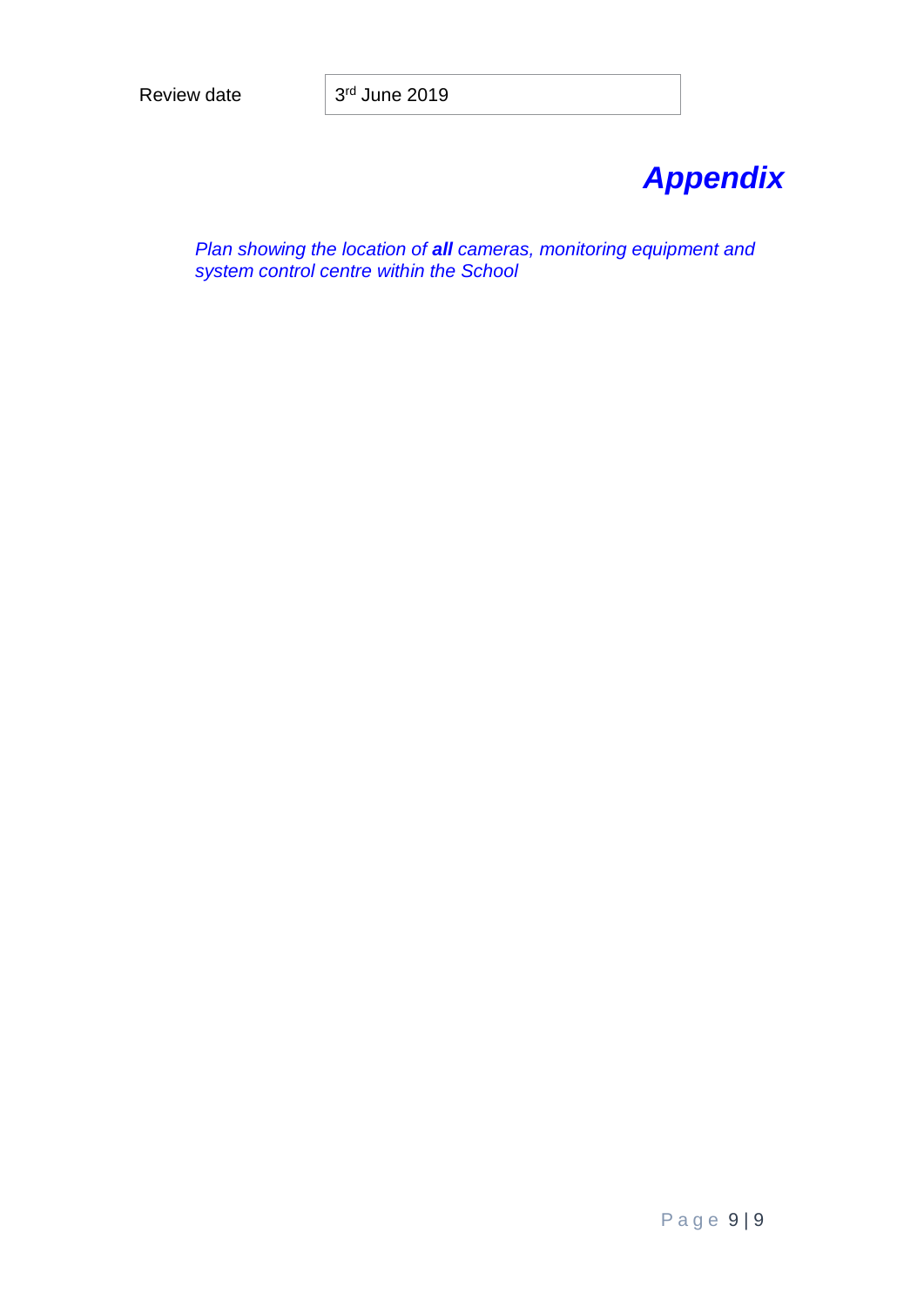| Review date | 3rd June 2019 |
|---|---|

# *Appendix*

*Plan showing the location of **all** cameras, monitoring equipment and system control centre within the School*